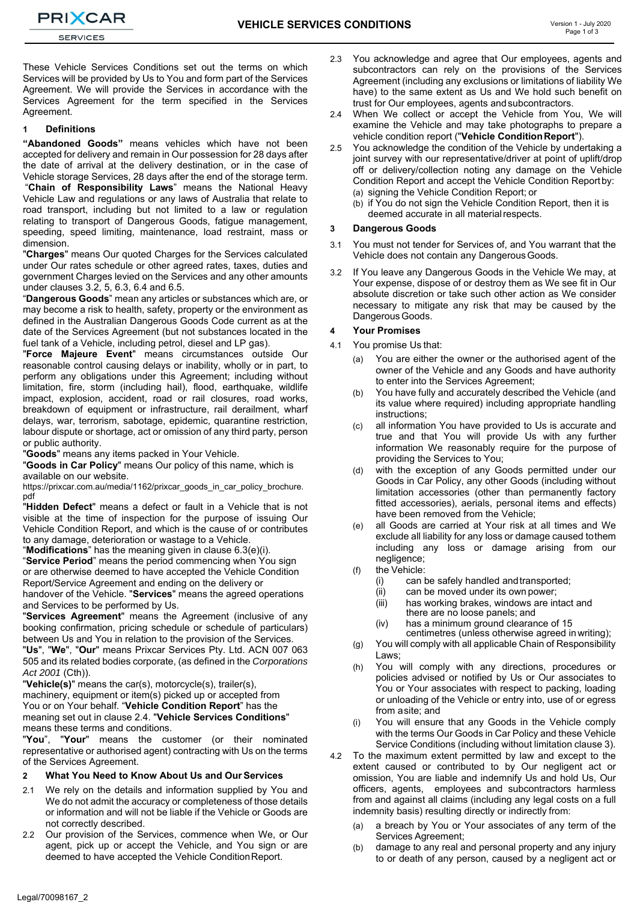These Vehicle Services Conditions set out the terms on which Services will be provided by Us to You and form part of the Services Agreement. We will provide the Services in accordance with the Services Agreement for the term specified in the Services Agreement.

## 1 Definitions

**"Abandoned Goods"** means vehicles which have not been accepted for delivery and remain in Our possession for 28 days after the date of arrival at the delivery destination, or in the case of Vehicle storage Services, 28 days after the end of the storage term.

"**Chain of Responsibility Laws**" means the National Heavy Vehicle Law and regulations or any laws of Australia that relate to road transport, including but not limited to a law or regulation relating to transport of Dangerous Goods, fatigue management, speeding, speed limiting, maintenance, load restraint, mass or dimension.

"**Charges**" means Our quoted Charges for the Services calculated under Our rates schedule or other agreed rates, taxes, duties and government Charges levied on the Services and any other amounts under clauses 3.2, 5, 6.3, 6.4 and 6.5.

"**Dangerous Goods**" mean any articles or substances which are, or may become a risk to health, safety, property or the environment as defined in the Australian Dangerous Goods Code current as at the date of the Services Agreement (but not substances located in the fuel tank of a Vehicle, including petrol, diesel and LP gas).

"**Force Majeure Event**" means circumstances outside Our reasonable control causing delays or inability, wholly or in part, to perform any obligations under this Agreement; including without limitation, fire, storm (including hail), flood, earthquake, wildlife impact, explosion, accident, road or rail closures, road works, breakdown of equipment or infrastructure, rail derailment, wharf delays, war, terrorism, sabotage, epidemic, quarantine restriction, labour dispute or shortage, act or omission of any third party, person or public authority.

"**Goods**" means any items packed in Your Vehicle.

"**Goods in Car Policy**" means Our policy of this name, which is available on our website.
https://prixcar.com.au/media/1162/prixcar_goods_in_car_policy_brochure.pdf

"**Hidden Defect**" means a defect or fault in a Vehicle that is not visible at the time of inspection for the purpose of issuing Our Vehicle Condition Report, and which is the cause of or contributes to any damage, deterioration or wastage to a Vehicle.

"**Modifications**" has the meaning given in clause 6.3(e)(i).

"**Service Period**" means the period commencing when You sign or are otherwise deemed to have accepted the Vehicle Condition Report/Service Agreement and ending on the delivery or handover of the Vehicle. "**Services**" means the agreed operations and Services to be performed by Us.

"**Services Agreement**" means the Agreement (inclusive of any booking confirmation, pricing schedule or schedule of particulars) between Us and You in relation to the provision of the Services.

"**Us**", "**We**", "**Our**" means Prixcar Services Pty. Ltd. ACN 007 063 505 and its related bodies corporate, (as defined in the *Corporations Act 2001* (Cth)).

"**Vehicle(s)**" means the car(s), motorcycle(s), trailer(s), machinery, equipment or item(s) picked up or accepted from You or on Your behalf. "**Vehicle Condition Report**" has the meaning set out in clause 2.4. "**Vehicle Services Conditions**" means these terms and conditions.

"**You**", "**Your**" means the customer (or their nominated representative or authorised agent) contracting with Us on the terms of the Services Agreement.

## 2 What You Need to Know About Us and Our Services

2.1 We rely on the details and information supplied by You and We do not admit the accuracy or completeness of those details or information and will not be liable if the Vehicle or Goods are not correctly described.

2.2 Our provision of the Services, commence when We, or Our agent, pick up or accept the Vehicle, and You sign or are deemed to have accepted the Vehicle Condition Report.

2.3 You acknowledge and agree that Our employees, agents and subcontractors can rely on the provisions of the Services Agreement (including any exclusions or limitations of liability We have) to the same extent as Us and We hold such benefit on trust for Our employees, agents and subcontractors.

2.4 When We collect or accept the Vehicle from You, We will examine the Vehicle and may take photographs to prepare a vehicle condition report ("**Vehicle Condition Report**").

2.5 You acknowledge the condition of the Vehicle by undertaking a joint survey with our representative/driver at point of uplift/drop off or delivery/collection noting any damage on the Vehicle Condition Report and accept the Vehicle Condition Report by:

(a) signing the Vehicle Condition Report; or

(b) if You do not sign the Vehicle Condition Report, then it is deemed accurate in all material respects.

## 3 Dangerous Goods

3.1 You must not tender for Services of, and You warrant that the Vehicle does not contain any Dangerous Goods.

3.2 If You leave any Dangerous Goods in the Vehicle We may, at Your expense, dispose of or destroy them as We see fit in Our absolute discretion or take such other action as We consider necessary to mitigate any risk that may be caused by the Dangerous Goods.

## 4 Your Promises

4.1 You promise Us that:

(a) You are either the owner or the authorised agent of the owner of the Vehicle and any Goods and have authority to enter into the Services Agreement;

(b) You have fully and accurately described the Vehicle (and its value where required) including appropriate handling instructions;

(c) all information You have provided to Us is accurate and true and that You will provide Us with any further information We reasonably require for the purpose of providing the Services to You;

(d) with the exception of any Goods permitted under our Goods in Car Policy, any other Goods (including without limitation accessories (other than permanently factory fitted accessories), aerials, personal items and effects) have been removed from the Vehicle;

(e) all Goods are carried at Your risk at all times and We exclude all liability for any loss or damage caused to them including any loss or damage arising from our negligence;

(f) the Vehicle:

  (i) can be safely handled and transported;

  (ii) can be moved under its own power;

  (iii) has working brakes, windows are intact and there are no loose panels; and

  (iv) has a minimum ground clearance of 15 centimetres (unless otherwise agreed in writing);

(g) You will comply with all applicable Chain of Responsibility Laws;

(h) You will comply with any directions, procedures or policies advised or notified by Us or Our associates to You or Your associates with respect to packing, loading or unloading of the Vehicle or entry into, use of or egress from a site; and

(i) You will ensure that any Goods in the Vehicle comply with the terms Our Goods in Car Policy and these Vehicle Service Conditions (including without limitation clause 3).

4.2 To the maximum extent permitted by law and except to the extent caused or contributed to by Our negligent act or omission, You are liable and indemnify Us and hold Us, Our officers, agents, employees and subcontractors harmless from and against all claims (including any legal costs on a full indemnity basis) resulting directly or indirectly from:

(a) a breach by You or Your associates of any term of the Services Agreement;

(b) damage to any real and personal property and any injury to or death of any person, caused by a negligent act or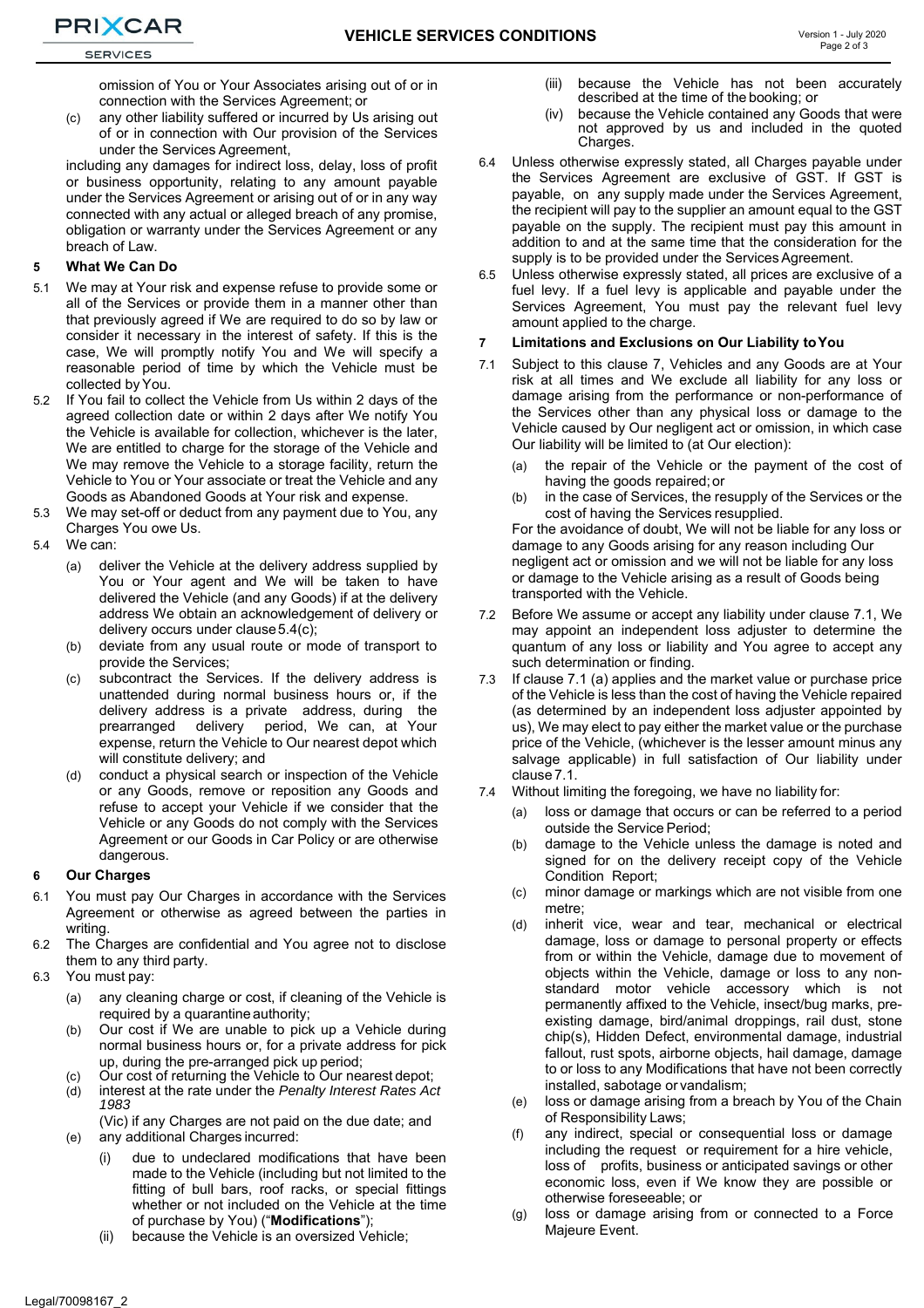omission of You or Your Associates arising out of or in connection with the Services Agreement; or

(c) any other liability suffered or incurred by Us arising out of or in connection with Our provision of the Services under the Services Agreement,

including any damages for indirect loss, delay, loss of profit or business opportunity, relating to any amount payable under the Services Agreement or arising out of or in any way connected with any actual or alleged breach of any promise, obligation or warranty under the Services Agreement or any breach of Law.

## 5 What We Can Do

5.1 We may at Your risk and expense refuse to provide some or all of the Services or provide them in a manner other than that previously agreed if We are required to do so by law or consider it necessary in the interest of safety. If this is the case, We will promptly notify You and We will specify a reasonable period of time by which the Vehicle must be collected by You.

5.2 If You fail to collect the Vehicle from Us within 2 days of the agreed collection date or within 2 days after We notify You the Vehicle is available for collection, whichever is the later, We are entitled to charge for the storage of the Vehicle and We may remove the Vehicle to a storage facility, return the Vehicle to You or Your associate or treat the Vehicle and any Goods as Abandoned Goods at Your risk and expense.

5.3 We may set-off or deduct from any payment due to You, any Charges You owe Us.

5.4 We can:

(a) deliver the Vehicle at the delivery address supplied by You or Your agent and We will be taken to have delivered the Vehicle (and any Goods) if at the delivery address We obtain an acknowledgement of delivery or delivery occurs under clause 5.4(c);

(b) deviate from any usual route or mode of transport to provide the Services;

(c) subcontract the Services. If the delivery address is unattended during normal business hours or, if the delivery address is a private address, during the prearranged delivery period, We can, at Your expense, return the Vehicle to Our nearest depot which will constitute delivery; and

(d) conduct a physical search or inspection of the Vehicle or any Goods, remove or reposition any Goods and refuse to accept your Vehicle if we consider that the Vehicle or any Goods do not comply with the Services Agreement or our Goods in Car Policy or are otherwise dangerous.

## 6 Our Charges

6.1 You must pay Our Charges in accordance with the Services Agreement or otherwise as agreed between the parties in writing.

6.2 The Charges are confidential and You agree not to disclose them to any third party.

6.3 You must pay:

(a) any cleaning charge or cost, if cleaning of the Vehicle is required by a quarantine authority;

(b) Our cost if We are unable to pick up a Vehicle during normal business hours or, for a private address for pick up, during the pre-arranged pick up period;

(c) Our cost of returning the Vehicle to Our nearest depot;

(d) interest at the rate under the *Penalty Interest Rates Act 1983* (Vic) if any Charges are not paid on the due date; and

(e) any additional Charges incurred:

(i) due to undeclared modifications that have been made to the Vehicle (including but not limited to the fitting of bull bars, roof racks, or special fittings whether or not included on the Vehicle at the time of purchase by You) ("**Modifications**");

(ii) because the Vehicle is an oversized Vehicle;

(iii) because the Vehicle has not been accurately described at the time of the booking; or

(iv) because the Vehicle contained any Goods that were not approved by us and included in the quoted Charges.

6.4 Unless otherwise expressly stated, all Charges payable under the Services Agreement are exclusive of GST. If GST is payable, on any supply made under the Services Agreement, the recipient will pay to the supplier an amount equal to the GST payable on the supply. The recipient must pay this amount in addition to and at the same time that the consideration for the supply is to be provided under the Services Agreement.

6.5 Unless otherwise expressly stated, all prices are exclusive of a fuel levy. If a fuel levy is applicable and payable under the Services Agreement, You must pay the relevant fuel levy amount applied to the charge.

## 7 Limitations and Exclusions on Our Liability to You

7.1 Subject to this clause 7, Vehicles and any Goods are at Your risk at all times and We exclude all liability for any loss or damage arising from the performance or non-performance of the Services other than any physical loss or damage to the Vehicle caused by Our negligent act or omission, in which case Our liability will be limited to (at Our election):

(a) the repair of the Vehicle or the payment of the cost of having the goods repaired; or

(b) in the case of Services, the resupply of the Services or the cost of having the Services resupplied.

For the avoidance of doubt, We will not be liable for any loss or damage to any Goods arising for any reason including Our negligent act or omission and we will not be liable for any loss or damage to the Vehicle arising as a result of Goods being transported with the Vehicle.

7.2 Before We assume or accept any liability under clause 7.1, We may appoint an independent loss adjuster to determine the quantum of any loss or liability and You agree to accept any such determination or finding.

7.3 If clause 7.1 (a) applies and the market value or purchase price of the Vehicle is less than the cost of having the Vehicle repaired (as determined by an independent loss adjuster appointed by us), We may elect to pay either the market value or the purchase price of the Vehicle, (whichever is the lesser amount minus any salvage applicable) in full satisfaction of Our liability under clause 7.1.

7.4 Without limiting the foregoing, we have no liability for:

(a) loss or damage that occurs or can be referred to a period outside the Service Period;

(b) damage to the Vehicle unless the damage is noted and signed for on the delivery receipt copy of the Vehicle Condition Report;

(c) minor damage or markings which are not visible from one metre;

(d) inherit vice, wear and tear, mechanical or electrical damage, loss or damage to personal property or effects from or within the Vehicle, damage due to movement of objects within the Vehicle, damage or loss to any non-standard motor vehicle accessory which is not permanently affixed to the Vehicle, insect/bug marks, pre-existing damage, bird/animal droppings, rail dust, stone chip(s), Hidden Defect, environmental damage, industrial fallout, rust spots, airborne objects, hail damage, damage to or loss to any Modifications that have not been correctly installed, sabotage or vandalism;

(e) loss or damage arising from a breach by You of the Chain of Responsibility Laws;

(f) any indirect, special or consequential loss or damage including the request or requirement for a hire vehicle, loss of profits, business or anticipated savings or other economic loss, even if We know they are possible or otherwise foreseeable; or

(g) loss or damage arising from or connected to a Force Majeure Event.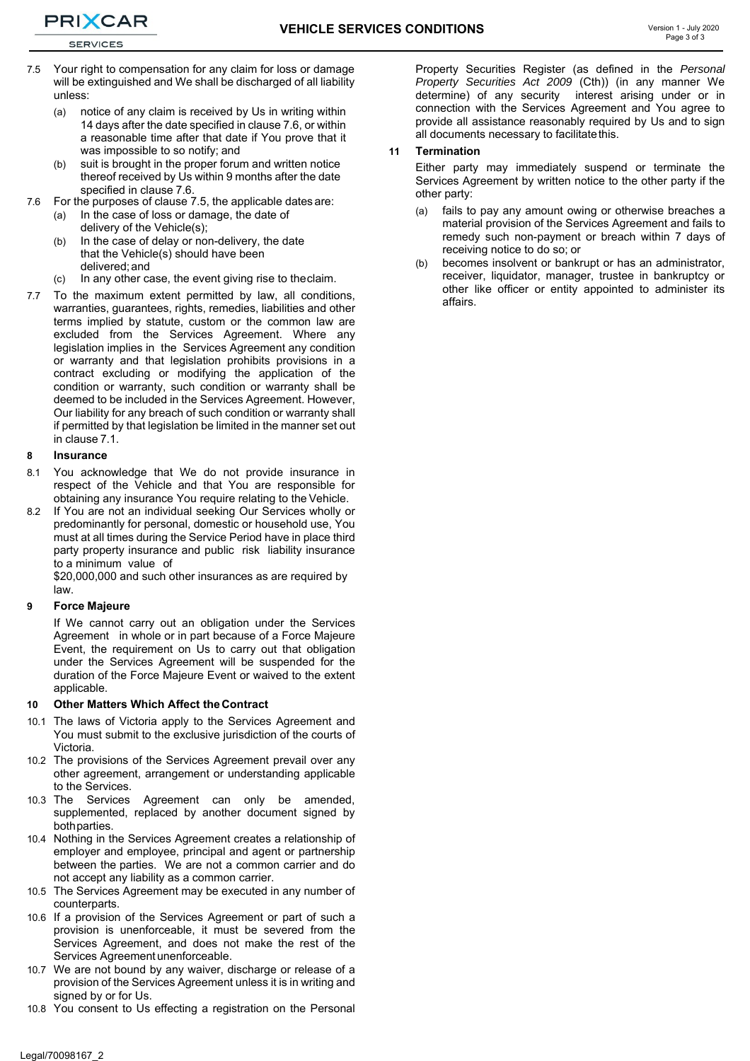7.5 Your right to compensation for any claim for loss or damage will be extinguished and We shall be discharged of all liability unless:

(a) notice of any claim is received by Us in writing within 14 days after the date specified in clause 7.6, or within a reasonable time after that date if You prove that it was impossible to so notify; and

(b) suit is brought in the proper forum and written notice thereof received by Us within 9 months after the date specified in clause 7.6.

7.6 For the purposes of clause 7.5, the applicable dates are:

(a) In the case of loss or damage, the date of delivery of the Vehicle(s);

(b) In the case of delay or non-delivery, the date that the Vehicle(s) should have been delivered; and

(c) In any other case, the event giving rise to the claim.

7.7 To the maximum extent permitted by law, all conditions, warranties, guarantees, rights, remedies, liabilities and other terms implied by statute, custom or the common law are excluded from the Services Agreement. Where any legislation implies in the Services Agreement any condition or warranty and that legislation prohibits provisions in a contract excluding or modifying the application of the condition or warranty, such condition or warranty shall be deemed to be included in the Services Agreement. However, Our liability for any breach of such condition or warranty shall if permitted by that legislation be limited in the manner set out in clause 7.1.

## 8 Insurance

8.1 You acknowledge that We do not provide insurance in respect of the Vehicle and that You are responsible for obtaining any insurance You require relating to the Vehicle.

8.2 If You are not an individual seeking Our Services wholly or predominantly for personal, domestic or household use, You must at all times during the Service Period have in place third party property insurance and public risk liability insurance to a minimum value of $20,000,000 and such other insurances as are required by law.

## 9 Force Majeure

If We cannot carry out an obligation under the Services Agreement in whole or in part because of a Force Majeure Event, the requirement on Us to carry out that obligation under the Services Agreement will be suspended for the duration of the Force Majeure Event or waived to the extent applicable.

## 10 Other Matters Which Affect the Contract

10.1 The laws of Victoria apply to the Services Agreement and You must submit to the exclusive jurisdiction of the courts of Victoria.

10.2 The provisions of the Services Agreement prevail over any other agreement, arrangement or understanding applicable to the Services.

10.3 The Services Agreement can only be amended, supplemented, replaced by another document signed by both parties.

10.4 Nothing in the Services Agreement creates a relationship of employer and employee, principal and agent or partnership between the parties. We are not a common carrier and do not accept any liability as a common carrier.

10.5 The Services Agreement may be executed in any number of counterparts.

10.6 If a provision of the Services Agreement or part of such a provision is unenforceable, it must be severed from the Services Agreement, and does not make the rest of the Services Agreement unenforceable.

10.7 We are not bound by any waiver, discharge or release of a provision of the Services Agreement unless it is in writing and signed by or for Us.

10.8 You consent to Us effecting a registration on the Personal Property Securities Register (as defined in the *Personal Property Securities Act 2009* (Cth)) (in any manner We determine) of any security interest arising under or in connection with the Services Agreement and You agree to provide all assistance reasonably required by Us and to sign all documents necessary to facilitate this.

## 11 Termination

Either party may immediately suspend or terminate the Services Agreement by written notice to the other party if the other party:

(a) fails to pay any amount owing or otherwise breaches a material provision of the Services Agreement and fails to remedy such non-payment or breach within 7 days of receiving notice to do so; or

(b) becomes insolvent or bankrupt or has an administrator, receiver, liquidator, manager, trustee in bankruptcy or other like officer or entity appointed to administer its affairs.

Legal/70098167_2